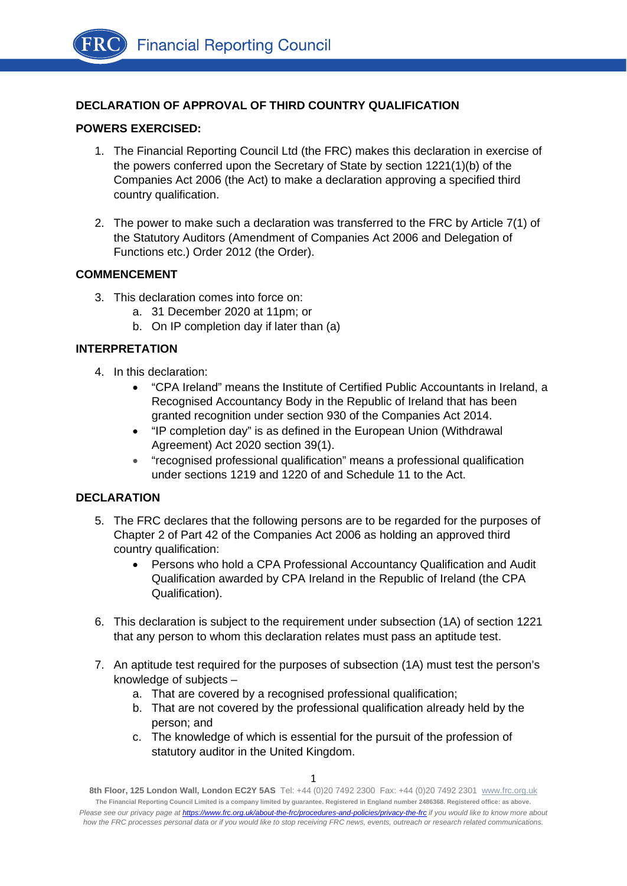Financial Reporting Council

## DECLARATION OF APPROVAL OF THIRD COUNTRY QUALIFICATION

### POWERS EXERCISED:

1. The Financial Reporting Council Ltd (the FRC) makes this declaration in exercise of the powers conferred upon the Secretary of State by section 1221(1)(b) of the Companies Act 2006 (the Act) to make a declaration approving a specified third country qualification.

2. The power to make such a declaration was transferred to the FRC by Article 7(1) of the Statutory Auditors (Amendment of Companies Act 2006 and Delegation of Functions etc.) Order 2012 (the Order).

### COMMENCEMENT

3. This declaration comes into force on:
   a. 31 December 2020 at 11pm; or
   b. On IP completion day if later than (a)

### INTERPRETATION

4. In this declaration:
   - "CPA Ireland" means the Institute of Certified Public Accountants in Ireland, a Recognised Accountancy Body in the Republic of Ireland that has been granted recognition under section 930 of the Companies Act 2014.
   - "IP completion day" is as defined in the European Union (Withdrawal Agreement) Act 2020 section 39(1).
   - "recognised professional qualification" means a professional qualification under sections 1219 and 1220 of and Schedule 11 to the Act.

### DECLARATION

5. The FRC declares that the following persons are to be regarded for the purposes of Chapter 2 of Part 42 of the Companies Act 2006 as holding an approved third country qualification:
   - Persons who hold a CPA Professional Accountancy Qualification and Audit Qualification awarded by CPA Ireland in the Republic of Ireland (the CPA Qualification).

6. This declaration is subject to the requirement under subsection (1A) of section 1221 that any person to whom this declaration relates must pass an aptitude test.

7. An aptitude test required for the purposes of subsection (1A) must test the person's knowledge of subjects –
   a. That are covered by a recognised professional qualification;
   b. That are not covered by the professional qualification already held by the person; and
   c. The knowledge of which is essential for the pursuit of the profession of statutory auditor in the United Kingdom.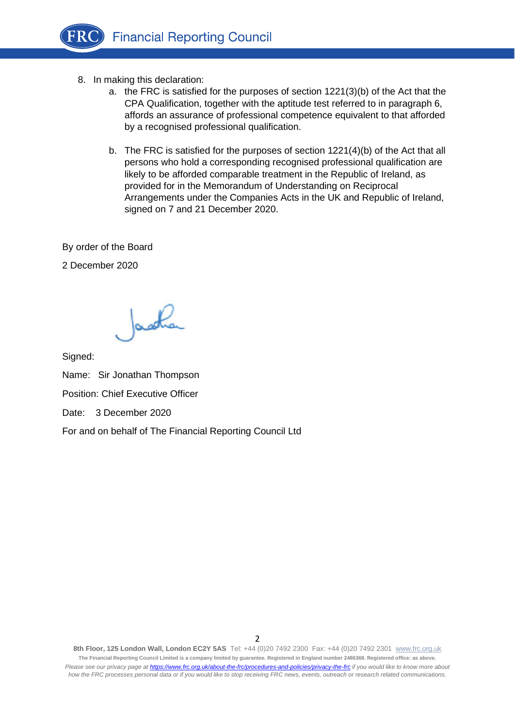8. In making this declaration:
   a. the FRC is satisfied for the purposes of section 1221(3)(b) of the Act that the CPA Qualification, together with the aptitude test referred to in paragraph 6, affords an assurance of professional competence equivalent to that afforded by a recognised professional qualification.

   b. The FRC is satisfied for the purposes of section 1221(4)(b) of the Act that all persons who hold a corresponding recognised professional qualification are likely to be afforded comparable treatment in the Republic of Ireland, as provided for in the Memorandum of Understanding on Reciprocal Arrangements under the Companies Acts in the UK and Republic of Ireland, signed on 7 and 21 December 2020.

By order of the Board

2 December 2020

Signed:

Name: Sir Jonathan Thompson

Position: Chief Executive Officer

Date: 3 December 2020

For and on behalf of The Financial Reporting Council Ltd